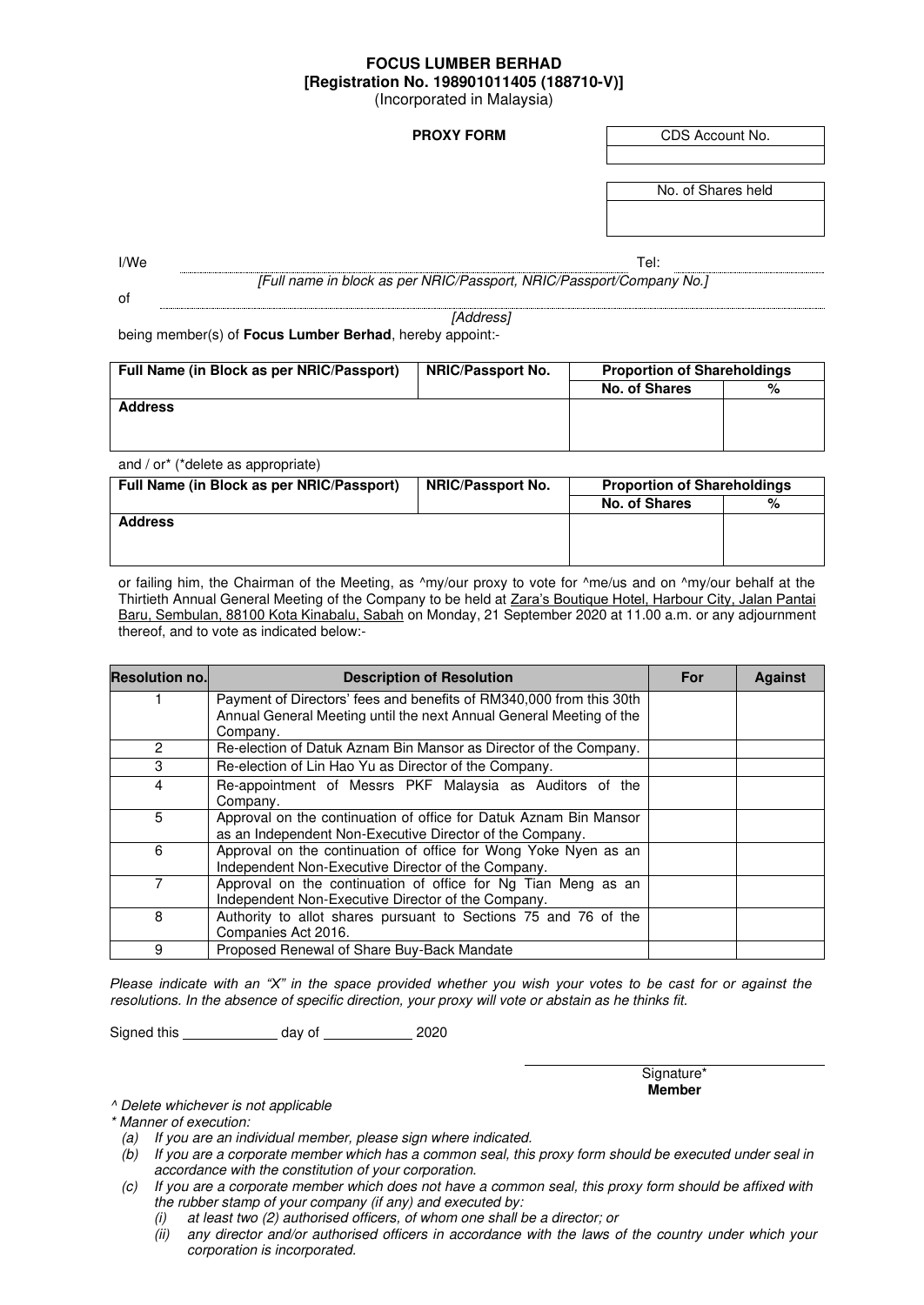**FOCUS LUMBER BERHAD**
**[Registration No. 198901011405 (188710-V)]**
(Incorporated in Malaysia)

**PROXY FORM**

| CDS Account No. |
|---|
| |

| No. of Shares held |
|---|
| |

I/We ............................................................................................................................ Tel: ..........................
*[Full name in block as per NRIC/Passport, NRIC/Passport/Company No.]*

of ............................................................................................................................................................
*[Address]*

being member(s) of **Focus Lumber Berhad**, hereby appoint:-

| **Full Name (in Block as per NRIC/Passport)** | **NRIC/Passport No.** | **Proportion of Shareholdings** | |
|---|---|---|---|
| | | **No. of Shares** | **%** |
| **Address** | | | |

and / or* (*delete as appropriate)

| **Full Name (in Block as per NRIC/Passport)** | **NRIC/Passport No.** | **Proportion of Shareholdings** | |
|---|---|---|---|
| | | **No. of Shares** | **%** |
| **Address** | | | |

or failing him, the Chairman of the Meeting, as ^my/our proxy to vote for ^me/us and on ^my/our behalf at the Thirtieth Annual General Meeting of the Company to be held at Zara's Boutique Hotel, Harbour City, Jalan Pantai Baru, Sembulan, 88100 Kota Kinabalu, Sabah on Monday, 21 September 2020 at 11.00 a.m. or any adjournment thereof, and to vote as indicated below:-

| Resolution no. | Description of Resolution | For | Against |
|---|---|---|---|
| 1 | Payment of Directors' fees and benefits of RM340,000 from this 30th Annual General Meeting until the next Annual General Meeting of the Company. | | |
| 2 | Re-election of Datuk Aznam Bin Mansor as Director of the Company. | | |
| 3 | Re-election of Lin Hao Yu as Director of the Company. | | |
| 4 | Re-appointment of Messrs PKF Malaysia as Auditors of the Company. | | |
| 5 | Approval on the continuation of office for Datuk Aznam Bin Mansor as an Independent Non-Executive Director of the Company. | | |
| 6 | Approval on the continuation of office for Wong Yoke Nyen as an Independent Non-Executive Director of the Company. | | |
| 7 | Approval on the continuation of office for Ng Tian Meng as an Independent Non-Executive Director of the Company. | | |
| 8 | Authority to allot shares pursuant to Sections 75 and 76 of the Companies Act 2016. | | |
| 9 | Proposed Renewal of Share Buy-Back Mandate | | |

*Please indicate with an "X" in the space provided whether you wish your votes to be cast for or against the resolutions. In the absence of specific direction, your proxy will vote or abstain as he thinks fit.*

Signed this ____________ day of ____________ 2020

Signature*
**Member**

*^ Delete whichever is not applicable*

*\* Manner of execution:*

*(a) If you are an individual member, please sign where indicated.*

*(b) If you are a corporate member which has a common seal, this proxy form should be executed under seal in accordance with the constitution of your corporation.*

*(c) If you are a corporate member which does not have a common seal, this proxy form should be affixed with the rubber stamp of your company (if any) and executed by:*

*(i) at least two (2) authorised officers, of whom one shall be a director; or*

*(ii) any director and/or authorised officers in accordance with the laws of the country under which your corporation is incorporated.*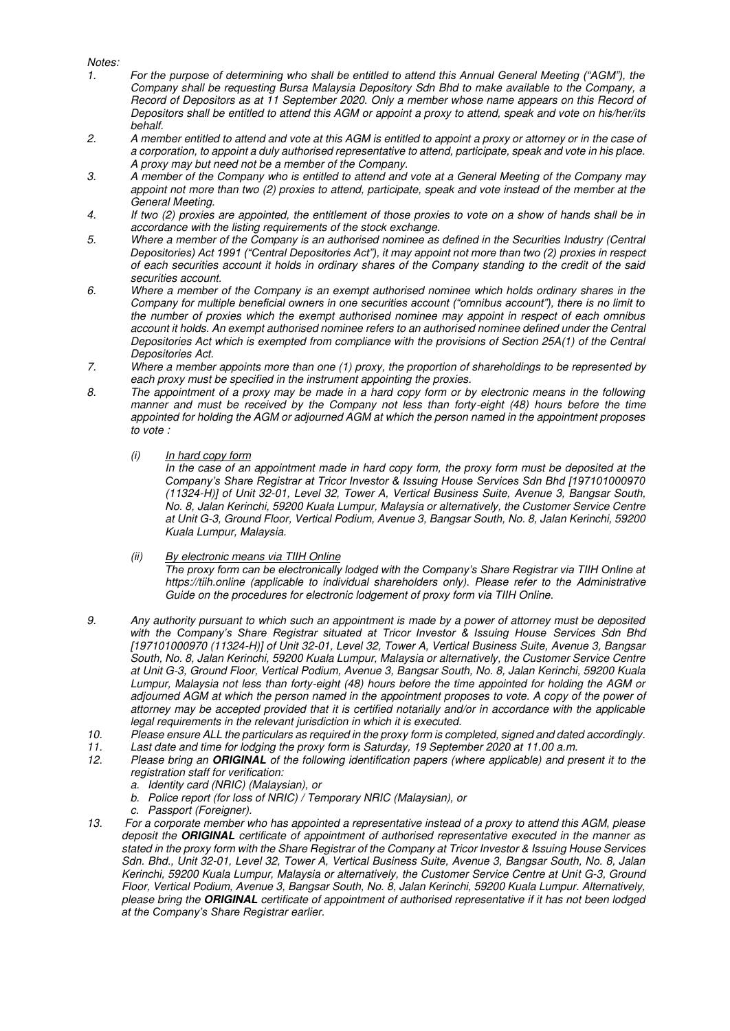*Notes:*

1. *For the purpose of determining who shall be entitled to attend this Annual General Meeting ("AGM"), the Company shall be requesting Bursa Malaysia Depository Sdn Bhd to make available to the Company, a Record of Depositors as at 11 September 2020. Only a member whose name appears on this Record of Depositors shall be entitled to attend this AGM or appoint a proxy to attend, speak and vote on his/her/its behalf.*
2. *A member entitled to attend and vote at this AGM is entitled to appoint a proxy or attorney or in the case of a corporation, to appoint a duly authorised representative to attend, participate, speak and vote in his place. A proxy may but need not be a member of the Company.*
3. *A member of the Company who is entitled to attend and vote at a General Meeting of the Company may appoint not more than two (2) proxies to attend, participate, speak and vote instead of the member at the General Meeting.*
4. *If two (2) proxies are appointed, the entitlement of those proxies to vote on a show of hands shall be in accordance with the listing requirements of the stock exchange.*
5. *Where a member of the Company is an authorised nominee as defined in the Securities Industry (Central Depositories) Act 1991 ("Central Depositories Act"), it may appoint not more than two (2) proxies in respect of each securities account it holds in ordinary shares of the Company standing to the credit of the said securities account.*
6. *Where a member of the Company is an exempt authorised nominee which holds ordinary shares in the Company for multiple beneficial owners in one securities account ("omnibus account"), there is no limit to the number of proxies which the exempt authorised nominee may appoint in respect of each omnibus account it holds. An exempt authorised nominee refers to an authorised nominee defined under the Central Depositories Act which is exempted from compliance with the provisions of Section 25A(1) of the Central Depositories Act.*
7. *Where a member appoints more than one (1) proxy, the proportion of shareholdings to be represented by each proxy must be specified in the instrument appointing the proxies.*
8. *The appointment of a proxy may be made in a hard copy form or by electronic means in the following manner and must be received by the Company not less than forty-eight (48) hours before the time appointed for holding the AGM or adjourned AGM at which the person named in the appointment proposes to vote :*

   *(i)* *In hard copy form*
   *In the case of an appointment made in hard copy form, the proxy form must be deposited at the Company's Share Registrar at Tricor Investor & Issuing House Services Sdn Bhd [197101000970 (11324-H)] of Unit 32-01, Level 32, Tower A, Vertical Business Suite, Avenue 3, Bangsar South, No. 8, Jalan Kerinchi, 59200 Kuala Lumpur, Malaysia or alternatively, the Customer Service Centre at Unit G-3, Ground Floor, Vertical Podium, Avenue 3, Bangsar South, No. 8, Jalan Kerinchi, 59200 Kuala Lumpur, Malaysia.*

   *(ii)* *By electronic means via TIIH Online*
   *The proxy form can be electronically lodged with the Company's Share Registrar via TIIH Online at https://tiih.online (applicable to individual shareholders only). Please refer to the Administrative Guide on the procedures for electronic lodgement of proxy form via TIIH Online.*

9. *Any authority pursuant to which such an appointment is made by a power of attorney must be deposited with the Company's Share Registrar situated at Tricor Investor & Issuing House Services Sdn Bhd [197101000970 (11324-H)] of Unit 32-01, Level 32, Tower A, Vertical Business Suite, Avenue 3, Bangsar South, No. 8, Jalan Kerinchi, 59200 Kuala Lumpur, Malaysia or alternatively, the Customer Service Centre at Unit G-3, Ground Floor, Vertical Podium, Avenue 3, Bangsar South, No. 8, Jalan Kerinchi, 59200 Kuala Lumpur, Malaysia not less than forty-eight (48) hours before the time appointed for holding the AGM or adjourned AGM at which the person named in the appointment proposes to vote. A copy of the power of attorney may be accepted provided that it is certified notarially and/or in accordance with the applicable legal requirements in the relevant jurisdiction in which it is executed.*
10. *Please ensure ALL the particulars as required in the proxy form is completed, signed and dated accordingly.*
11. *Last date and time for lodging the proxy form is Saturday, 19 September 2020 at 11.00 a.m.*
12. *Please bring an **ORIGINAL** of the following identification papers (where applicable) and present it to the registration staff for verification:*
    *a. Identity card (NRIC) (Malaysian), or*
    *b. Police report (for loss of NRIC) / Temporary NRIC (Malaysian), or*
    *c. Passport (Foreigner).*
13. *For a corporate member who has appointed a representative instead of a proxy to attend this AGM, please deposit the **ORIGINAL** certificate of appointment of authorised representative executed in the manner as stated in the proxy form with the Share Registrar of the Company at Tricor Investor & Issuing House Services Sdn. Bhd., Unit 32-01, Level 32, Tower A, Vertical Business Suite, Avenue 3, Bangsar South, No. 8, Jalan Kerinchi, 59200 Kuala Lumpur, Malaysia or alternatively, the Customer Service Centre at Unit G-3, Ground Floor, Vertical Podium, Avenue 3, Bangsar South, No. 8, Jalan Kerinchi, 59200 Kuala Lumpur. Alternatively, please bring the **ORIGINAL** certificate of appointment of authorised representative if it has not been lodged at the Company's Share Registrar earlier.*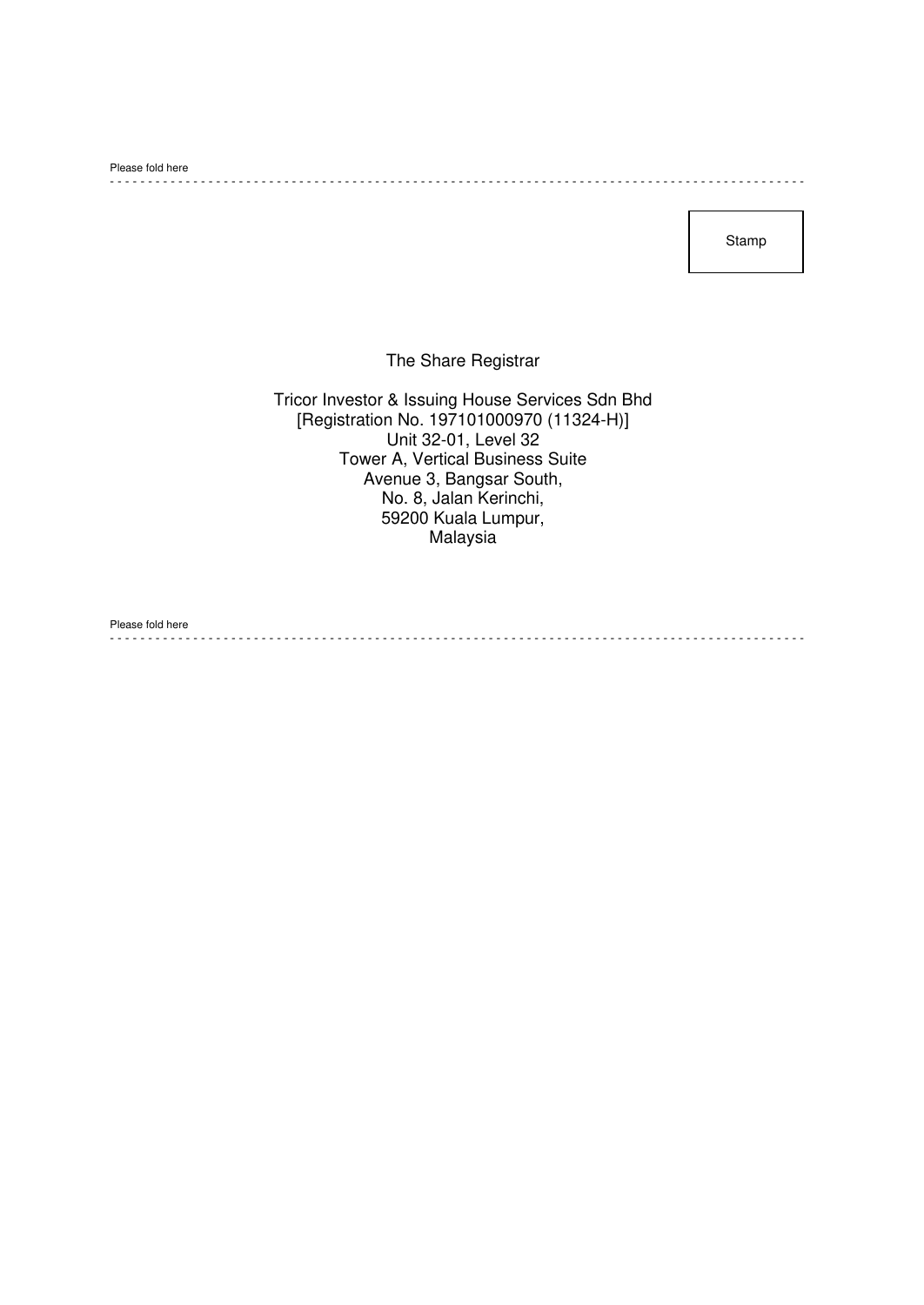Please fold here

- - - - - - - - - - - - - - - - - - - - - - - - - - - - - - - - - - - - - - - - - - - - - - - - - - - - - - - -

Stamp

The Share Registrar

Tricor Investor & Issuing House Services Sdn Bhd
[Registration No. 197101000970 (11324-H)]
Unit 32-01, Level 32
Tower A, Vertical Business Suite
Avenue 3, Bangsar South,
No. 8, Jalan Kerinchi,
59200 Kuala Lumpur,
Malaysia

Please fold here

- - - - - - - - - - - - - - - - - - - - - - - - - - - - - - - - - - - - - - - - - - - - - - - - - - - - - - - -